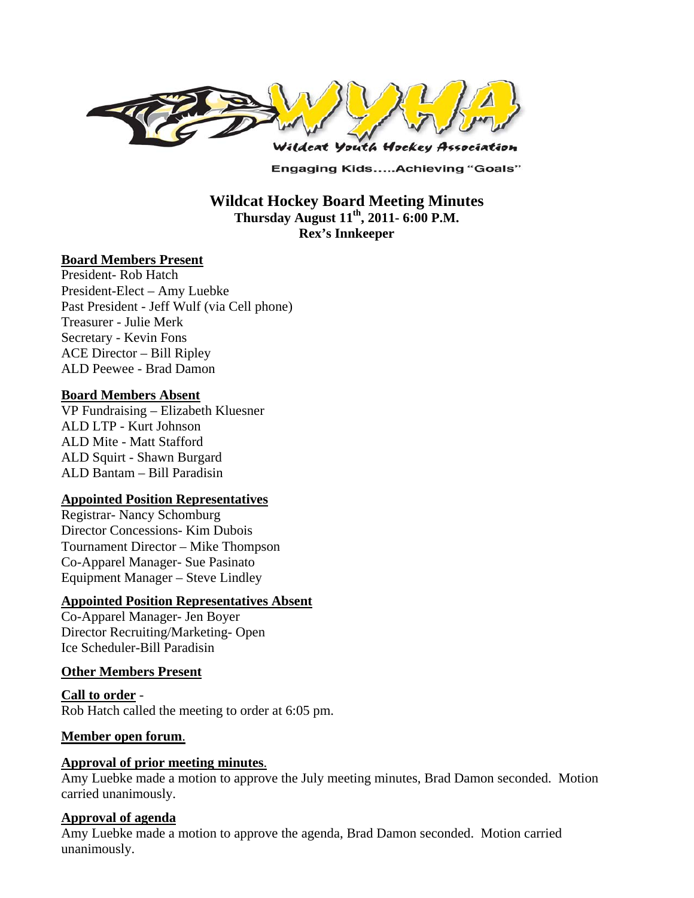Wildcat Youth Hockey Association

Engaging Kids.....Achieving "Goals"

# Wildcat Hockey Board Meeting Minutes

**Thursday August 11th, 2011- 6:00 P.M.**

**Rex's Innkeeper**

## Board Members Present

President- Rob Hatch
President-Elect – Amy Luebke
Past President - Jeff Wulf (via Cell phone)
Treasurer - Julie Merk
Secretary - Kevin Fons
ACE Director – Bill Ripley
ALD Peewee - Brad Damon

## Board Members Absent

VP Fundraising – Elizabeth Kluesner
ALD LTP - Kurt Johnson
ALD Mite - Matt Stafford
ALD Squirt - Shawn Burgard
ALD Bantam – Bill Paradisin

## Appointed Position Representatives

Registrar- Nancy Schomburg
Director Concessions- Kim Dubois
Tournament Director – Mike Thompson
Co-Apparel Manager- Sue Pasinato
Equipment Manager – Steve Lindley

## Appointed Position Representatives Absent

Co-Apparel Manager- Jen Boyer
Director Recruiting/Marketing- Open
Ice Scheduler-Bill Paradisin

## Other Members Present

## Call to order -

Rob Hatch called the meeting to order at 6:05 pm.

## Member open forum.

## Approval of prior meeting minutes.

Amy Luebke made a motion to approve the July meeting minutes, Brad Damon seconded. Motion carried unanimously.

## Approval of agenda

Amy Luebke made a motion to approve the agenda, Brad Damon seconded. Motion carried unanimously.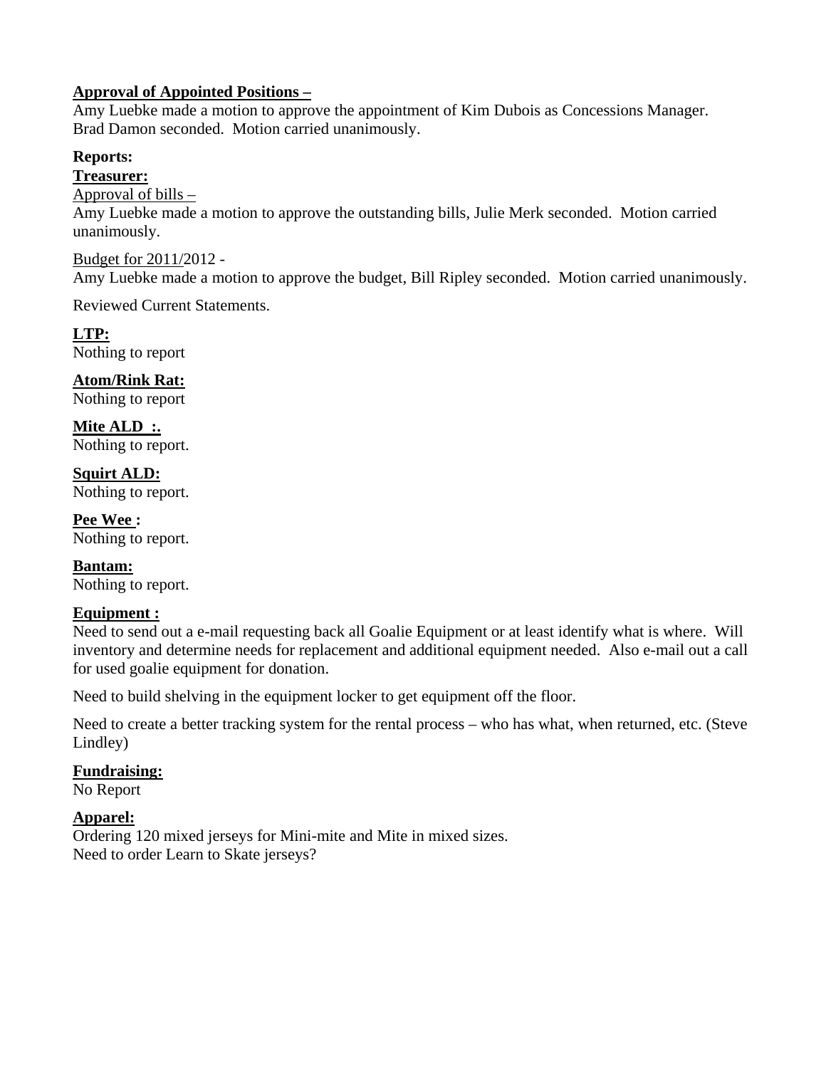**Approval of Appointed Positions –**
Amy Luebke made a motion to approve the appointment of Kim Dubois as Concessions Manager. Brad Damon seconded. Motion carried unanimously.

**Reports:**

**Treasurer:**

Approval of bills –
Amy Luebke made a motion to approve the outstanding bills, Julie Merk seconded. Motion carried unanimously.

Budget for 2011/2012 -
Amy Luebke made a motion to approve the budget, Bill Ripley seconded. Motion carried unanimously.

Reviewed Current Statements.

**LTP:**
Nothing to report

**Atom/Rink Rat:**
Nothing to report

**Mite ALD :.**
Nothing to report.

**Squirt ALD:**
Nothing to report.

**Pee Wee :**
Nothing to report.

**Bantam:**
Nothing to report.

**Equipment :**
Need to send out a e-mail requesting back all Goalie Equipment or at least identify what is where. Will inventory and determine needs for replacement and additional equipment needed. Also e-mail out a call for used goalie equipment for donation.

Need to build shelving in the equipment locker to get equipment off the floor.

Need to create a better tracking system for the rental process – who has what, when returned, etc. (Steve Lindley)

**Fundraising:**
No Report

**Apparel:**
Ordering 120 mixed jerseys for Mini-mite and Mite in mixed sizes.
Need to order Learn to Skate jerseys?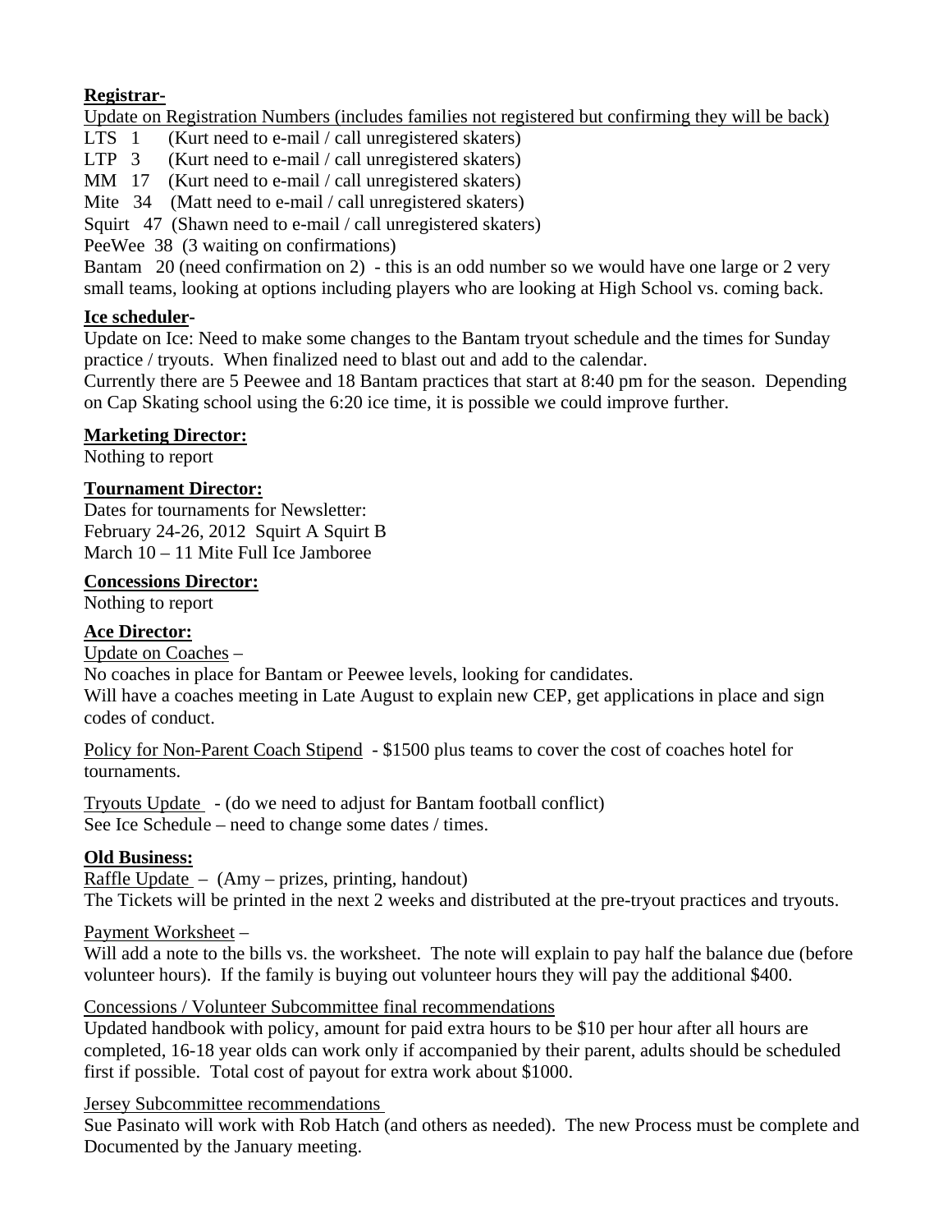**Registrar-**

Update on Registration Numbers (includes families not registered but confirming they will be back)

LTS 1 (Kurt need to e-mail / call unregistered skaters)

LTP 3 (Kurt need to e-mail / call unregistered skaters)

MM 17 (Kurt need to e-mail / call unregistered skaters)

Mite 34 (Matt need to e-mail / call unregistered skaters)

Squirt 47 (Shawn need to e-mail / call unregistered skaters)

PeeWee 38 (3 waiting on confirmations)

Bantam 20 (need confirmation on 2) - this is an odd number so we would have one large or 2 very small teams, looking at options including players who are looking at High School vs. coming back.

**Ice scheduler-**

Update on Ice: Need to make some changes to the Bantam tryout schedule and the times for Sunday practice / tryouts. When finalized need to blast out and add to the calendar.

Currently there are 5 Peewee and 18 Bantam practices that start at 8:40 pm for the season. Depending on Cap Skating school using the 6:20 ice time, it is possible we could improve further.

**Marketing Director:**

Nothing to report

**Tournament Director:**

Dates for tournaments for Newsletter:

February 24-26, 2012 Squirt A Squirt B

March 10 – 11 Mite Full Ice Jamboree

**Concessions Director:**

Nothing to report

**Ace Director:**

Update on Coaches –

No coaches in place for Bantam or Peewee levels, looking for candidates.

Will have a coaches meeting in Late August to explain new CEP, get applications in place and sign codes of conduct.

Policy for Non-Parent Coach Stipend - $1500 plus teams to cover the cost of coaches hotel for tournaments.

Tryouts Update - (do we need to adjust for Bantam football conflict)

See Ice Schedule – need to change some dates / times.

**Old Business:**

Raffle Update – (Amy – prizes, printing, handout)

The Tickets will be printed in the next 2 weeks and distributed at the pre-tryout practices and tryouts.

Payment Worksheet –

Will add a note to the bills vs. the worksheet. The note will explain to pay half the balance due (before volunteer hours). If the family is buying out volunteer hours they will pay the additional $400.

Concessions / Volunteer Subcommittee final recommendations

Updated handbook with policy, amount for paid extra hours to be $10 per hour after all hours are completed, 16-18 year olds can work only if accompanied by their parent, adults should be scheduled first if possible. Total cost of payout for extra work about $1000.

Jersey Subcommittee recommendations

Sue Pasinato will work with Rob Hatch (and others as needed). The new Process must be complete and Documented by the January meeting.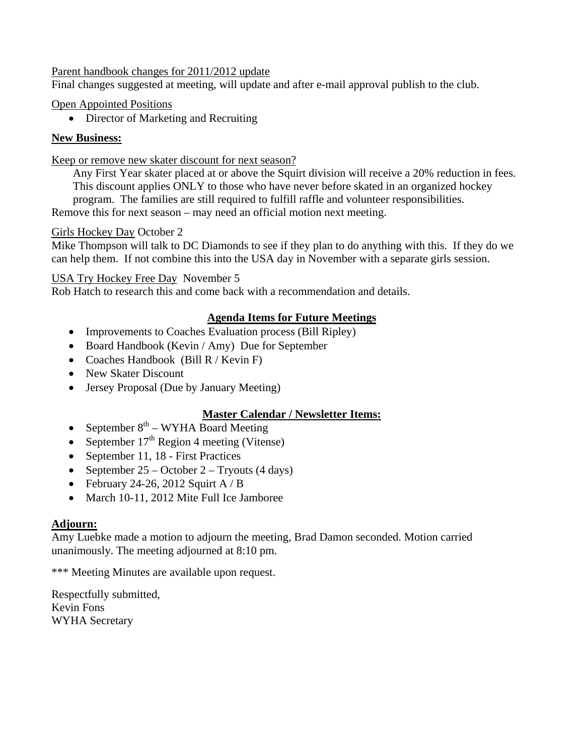Parent handbook changes for 2011/2012 update

Final changes suggested at meeting, will update and after e-mail approval publish to the club.

Open Appointed Positions

- Director of Marketing and Recruiting

**New Business:**

Keep or remove new skater discount for next season?

> Any First Year skater placed at or above the Squirt division will receive a 20% reduction in fees. This discount applies ONLY to those who have never before skated in an organized hockey program. The families are still required to fulfill raffle and volunteer responsibilities.

Remove this for next season – may need an official motion next meeting.

Girls Hockey Day October 2

Mike Thompson will talk to DC Diamonds to see if they plan to do anything with this. If they do we can help them. If not combine this into the USA day in November with a separate girls session.

USA Try Hockey Free Day November 5

Rob Hatch to research this and come back with a recommendation and details.

## Agenda Items for Future Meetings

- Improvements to Coaches Evaluation process (Bill Ripley)
- Board Handbook (Kevin / Amy) Due for September
- Coaches Handbook (Bill R / Kevin F)
- New Skater Discount
- Jersey Proposal (Due by January Meeting)

## Master Calendar / Newsletter Items:

- September 8th – WYHA Board Meeting
- September 17th Region 4 meeting (Vitense)
- September 11, 18 - First Practices
- September 25 – October 2 – Tryouts (4 days)
- February 24-26, 2012 Squirt A / B
- March 10-11, 2012 Mite Full Ice Jamboree

**Adjourn:**

Amy Luebke made a motion to adjourn the meeting, Brad Damon seconded. Motion carried unanimously. The meeting adjourned at 8:10 pm.

*** Meeting Minutes are available upon request.

Respectfully submitted,
Kevin Fons
WYHA Secretary